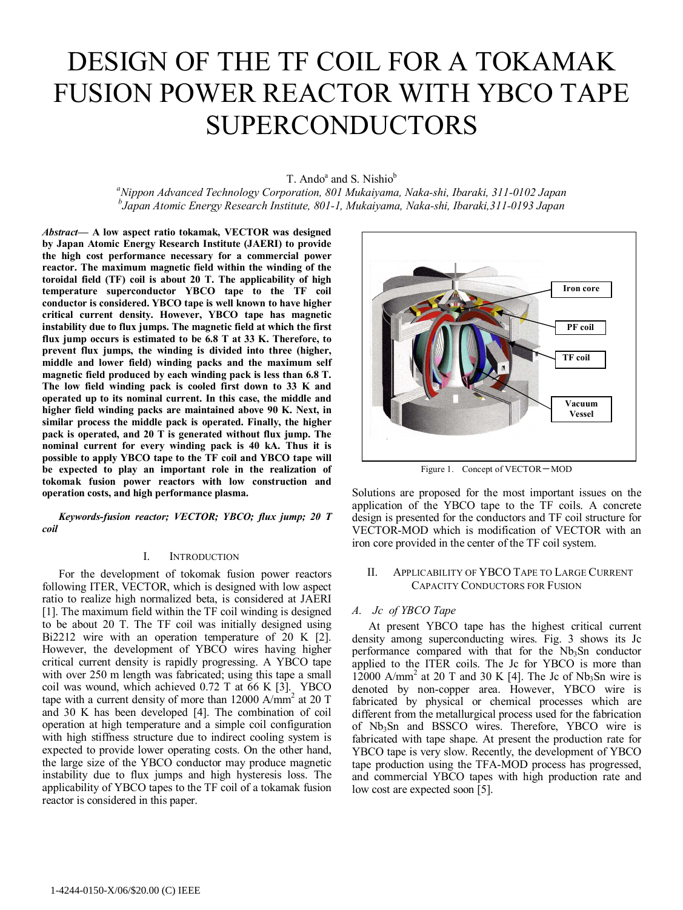# DESIGN OF THE TF COIL FOR A TOKAMAK FUSION POWER REACTOR WITH YBCO TAPE SUPERCONDUCTORS

T. Ando[a] and S. Nishio[b]

[a]*Nippon Advanced Technology Corporation, 801 Mukaiyama, Naka-shi, Ibaraki, 311-0102 Japan*
[b]*Japan Atomic Energy Research Institute, 801-1, Mukaiyama, Naka-shi, Ibaraki,311-0193 Japan*

***Abstract*— A low aspect ratio tokamak, VECTOR was designed by Japan Atomic Energy Research Institute (JAERI) to provide the high cost performance necessary for a commercial power reactor. The maximum magnetic field within the winding of the toroidal field (TF) coil is about 20 T. The applicability of high temperature superconductor YBCO tape to the TF coil conductor is considered. YBCO tape is well known to have higher critical current density. However, YBCO tape has magnetic instability due to flux jumps. The magnetic field at which the first flux jump occurs is estimated to be 6.8 T at 33 K. Therefore, to prevent flux jumps, the winding is divided into three (higher, middle and lower field) winding packs and the maximum self magnetic field produced by each winding pack is less than 6.8 T. The low field winding pack is cooled first down to 33 K and operated up to its nominal current. In this case, the middle and higher field winding packs are maintained above 90 K. Next, in similar process the middle pack is operated. Finally, the higher pack is operated, and 20 T is generated without flux jump. The nominal current for every winding pack is 40 kA. Thus it is possible to apply YBCO tape to the TF coil and YBCO tape will be expected to play an important role in the realization of tokamak fusion power reactors with low construction and operation costs, and high performance plasma.**

***Keywords-fusion reactor; VECTOR; YBCO; flux jump; 20 T coil***

## I. Introduction

For the development of tokomak fusion power reactors following ITER, VECTOR, which is designed with low aspect ratio to realize high normalized beta, is considered at JAERI [1]. The maximum field within the TF coil winding is designed to be about 20 T. The TF coil was initially designed using Bi2212 wire with an operation temperature of 20 K [2]. However, the development of YBCO wires having higher critical current density is rapidly progressing. A YBCO tape with over 250 m length was fabricated; using this tape a small coil was wound, which achieved 0.72 T at 66 K [3]. YBCO tape with a current density of more than 12000 A/mm$^2$ at 20 T and 30 K has been developed [4]. The combination of coil operation at high temperature and a simple coil configuration with high stiffness structure due to indirect cooling system is expected to provide lower operating costs. On the other hand, the large size of the YBCO conductor may produce magnetic instability due to flux jumps and high hysteresis loss. The applicability of YBCO tapes to the TF coil of a tokamak fusion reactor is considered in this paper.

Figure 1. Concept of VECTOR－MOD

Solutions are proposed for the most important issues on the application of the YBCO tape to the TF coils. A concrete design is presented for the conductors and TF coil structure for VECTOR-MOD which is modification of VECTOR with an iron core provided in the center of the TF coil system.

## II. Applicability of YBCO Tape to Large Current Capacity Conductors for Fusion

### *A. Jc of YBCO Tape*

At present YBCO tape has the highest critical current density among superconducting wires. Fig. 3 shows its Jc performance compared with that for the $Nb_3Sn$ conductor applied to the ITER coils. The Jc for YBCO is more than 12000 A/mm$^2$ at 20 T and 30 K [4]. The Jc of $Nb_3Sn$ wire is denoted by non-copper area. However, YBCO wire is fabricated by physical or chemical processes which are different from the metallurgical process used for the fabrication of $Nb_3Sn$ and BSSCO wires. Therefore, YBCO wire is fabricated with tape shape. At present the production rate for YBCO tape is very slow. Recently, the development of YBCO tape production using the TFA-MOD process has progressed, and commercial YBCO tapes with high production rate and low cost are expected soon [5].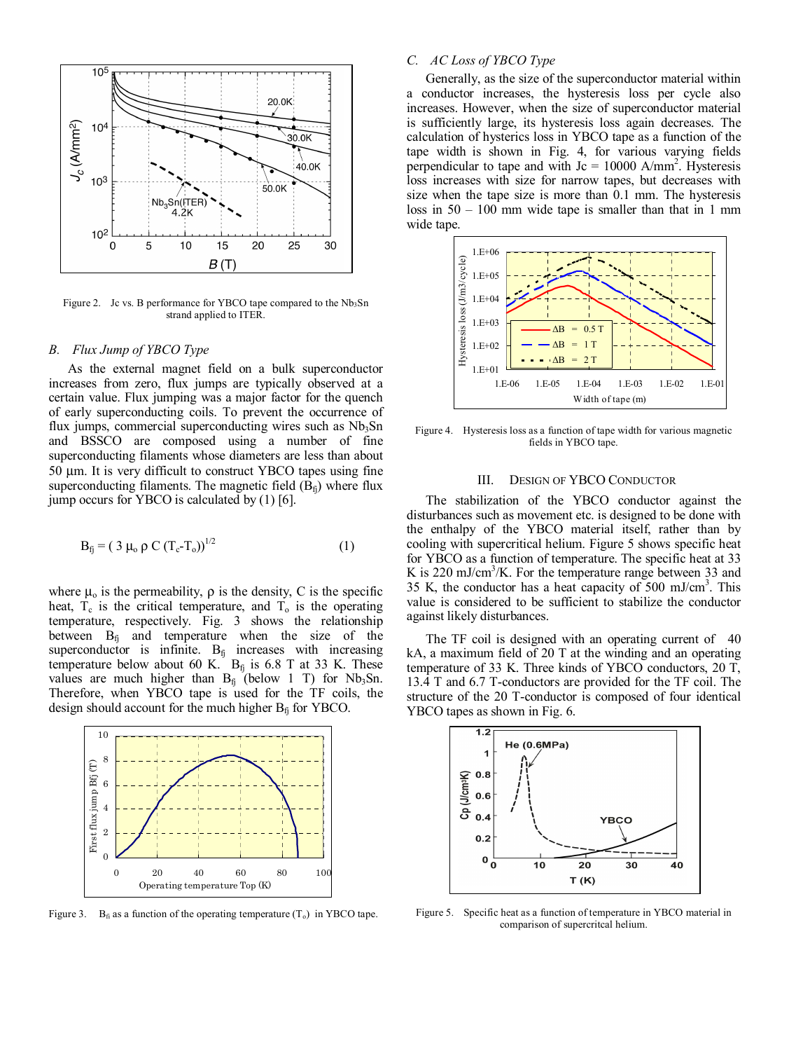Figure 2. Jc vs. B performance for YBCO tape compared to the $Nb_3Sn$ strand applied to ITER.

## B. Flux Jump of YBCO Type

As the external magnet field on a bulk superconductor increases from zero, flux jumps are typically observed at a certain value. Flux jumping was a major factor for the quench of early superconducting coils. To prevent the occurrence of flux jumps, commercial superconducting wires such as $Nb_3Sn$ and BSSCO are composed using a number of fine superconducting filaments whose diameters are less than about 50 µm. It is very difficult to construct YBCO tapes using fine superconducting filaments. The magnetic field ($B_{fj}$) where flux jump occurs for YBCO is calculated by (1) [6].

$$B_{fj} = (3 \mu_o \rho C (T_c - T_o))^{1/2} \qquad (1)$$

where $\mu_o$ is the permeability, $\rho$ is the density, C is the specific heat, $T_c$ is the critical temperature, and $T_o$ is the operating temperature, respectively. Fig. 3 shows the relationship between $B_{fj}$ and temperature when the size of the superconductor is infinite. $B_{fj}$ increases with increasing temperature below about 60 K. $B_{fj}$ is 6.8 T at 33 K. These values are much higher than $B_{fj}$ (below 1 T) for $Nb_3Sn$. Therefore, when YBCO tape is used for the TF coils, the design should account for the much higher $B_{fj}$ for YBCO.

Figure 3. $B_{fj}$ as a function of the operating temperature ($T_o$) in YBCO tape.

## C. AC Loss of YBCO Type

Generally, as the size of the superconductor material within a conductor increases, the hysteresis loss per cycle also increases. However, when the size of superconductor material is sufficiently large, its hysteresis loss again decreases. The calculation of hysterics loss in YBCO tape as a function of the tape width is shown in Fig. 4, for various varying fields perpendicular to tape and with Jc = 10000 A/mm$^2$. Hysteresis loss increases with size for narrow tapes, but decreases with size when the tape size is more than 0.1 mm. The hysteresis loss in 50 – 100 mm wide tape is smaller than that in 1 mm wide tape.

Figure 4. Hysteresis loss as a function of tape width for various magnetic fields in YBCO tape.

# III. Design of YBCO Conductor

The stabilization of the YBCO conductor against the disturbances such as movement etc. is designed to be done with the enthalpy of the YBCO material itself, rather than by cooling with supercritical helium. Figure 5 shows specific heat for YBCO as a function of temperature. The specific heat at 33 K is 220 mJ/cm$^3$/K. For the temperature range between 33 and 35 K, the conductor has a heat capacity of 500 mJ/cm$^3$. This value is considered to be sufficient to stabilize the conductor against likely disturbances.

The TF coil is designed with an operating current of 40 kA, a maximum field of 20 T at the winding and an operating temperature of 33 K. Three kinds of YBCO conductors, 20 T, 13.4 T and 6.7 T-conductors are provided for the TF coil. The structure of the 20 T-conductor is composed of four identical YBCO tapes as shown in Fig. 6.

Figure 5. Specific heat as a function of temperature in YBCO material in comparison of supercritcal helium.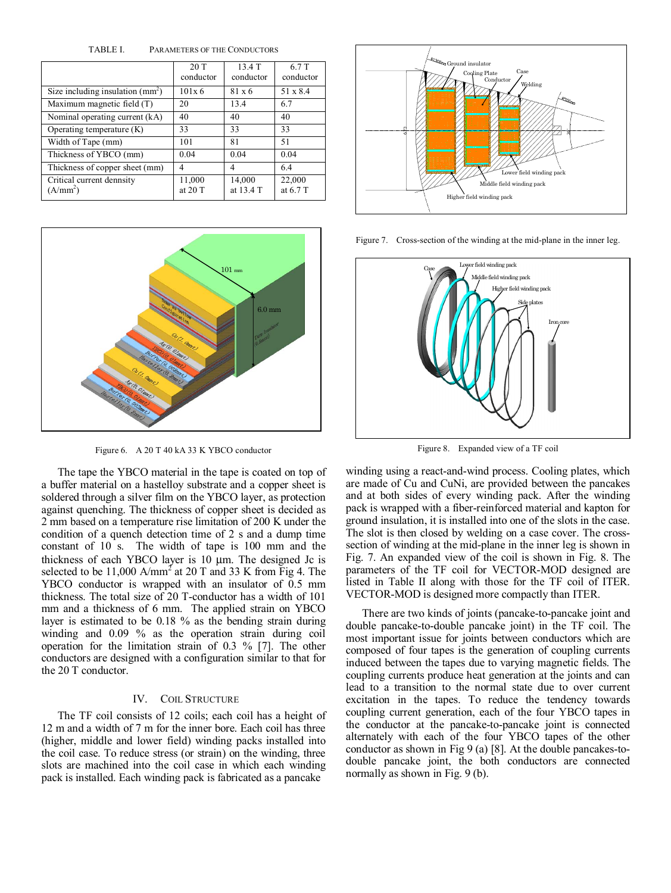TABLE I. PARAMETERS OF THE CONDUCTORS

| | 20 T conductor | 13.4 T conductor | 6.7 T conductor |
|---|---|---|---|
| Size including insulation (mm$^2$) | 101x 6 | 81 x 6 | 51 x 8.4 |
| Maximum magnetic field (T) | 20 | 13.4 | 6.7 |
| Nominal operating current (kA) | 40 | 40 | 40 |
| Operating temperature (K) | 33 | 33 | 33 |
| Width of Tape (mm) | 101 | 81 | 51 |
| Thickness of YBCO (mm) | 0.04 | 0.04 | 0.04 |
| Thickness of copper sheet (mm) | 4 | 4 | 6.4 |
| Critical current dennsity (A/mm$^2$) | 11,000 at 20 T | 14,000 at 13.4 T | 22,000 at 6.7 T |

Figure 6. A 20 T 40 kA 33 K YBCO conductor

The tape the YBCO material in the tape is coated on top of a buffer material on a hastelloy substrate and a copper sheet is soldered through a silver film on the YBCO layer, as protection against quenching. The thickness of copper sheet is decided as 2 mm based on a temperature rise limitation of 200 K under the condition of a quench detection time of 2 s and a dump time constant of 10 s. The width of tape is 100 mm and the thickness of each YBCO layer is 10 μm. The designed Jc is selected to be 11,000 A/mm$^2$ at 20 T and 33 K from Fig 4. The YBCO conductor is wrapped with an insulator of 0.5 mm thickness. The total size of 20 T-conductor has a width of 101 mm and a thickness of 6 mm. The applied strain on YBCO layer is estimated to be 0.18 % as the bending strain during winding and 0.09 % as the operation strain during coil operation for the limitation strain of 0.3 % [7]. The other conductors are designed with a configuration similar to that for the 20 T conductor.

## IV. COIL STRUCTURE

The TF coil consists of 12 coils; each coil has a height of 12 m and a width of 7 m for the inner bore. Each coil has three (higher, middle and lower field) winding packs installed into the coil case. To reduce stress (or strain) on the winding, three slots are machined into the coil case in which each winding pack is installed. Each winding pack is fabricated as a pancake winding using a react-and-wind process. Cooling plates, which are made of Cu and CuNi, are provided between the pancakes and at both sides of every winding pack. After the winding pack is wrapped with a fiber-reinforced material and kapton for ground insulation, it is installed into one of the slots in the case. The slot is then closed by welding on a case cover. The cross-section of winding at the mid-plane in the inner leg is shown in Fig. 7. An expanded view of the coil is shown in Fig. 8. The parameters of the TF coil for VECTOR-MOD designed are listed in Table II along with those for the TF coil of ITER. VECTOR-MOD is designed more compactly than ITER.

Figure 7. Cross-section of the winding at the mid-plane in the inner leg.

Figure 8. Expanded view of a TF coil

There are two kinds of joints (pancake-to-pancake joint and double pancake-to-double pancake joint) in the TF coil. The most important issue for joints between conductors which are composed of four tapes is the generation of coupling currents induced between the tapes due to varying magnetic fields. The coupling currents produce heat generation at the joints and can lead to a transition to the normal state due to over current excitation in the tapes. To reduce the tendency towards coupling current generation, each of the four YBCO tapes in the conductor at the pancake-to-pancake joint is connected alternately with each of the four YBCO tapes of the other conductor as shown in Fig 9 (a) [8]. At the double pancakes-to-double pancake joint, the both conductors are connected normally as shown in Fig. 9 (b).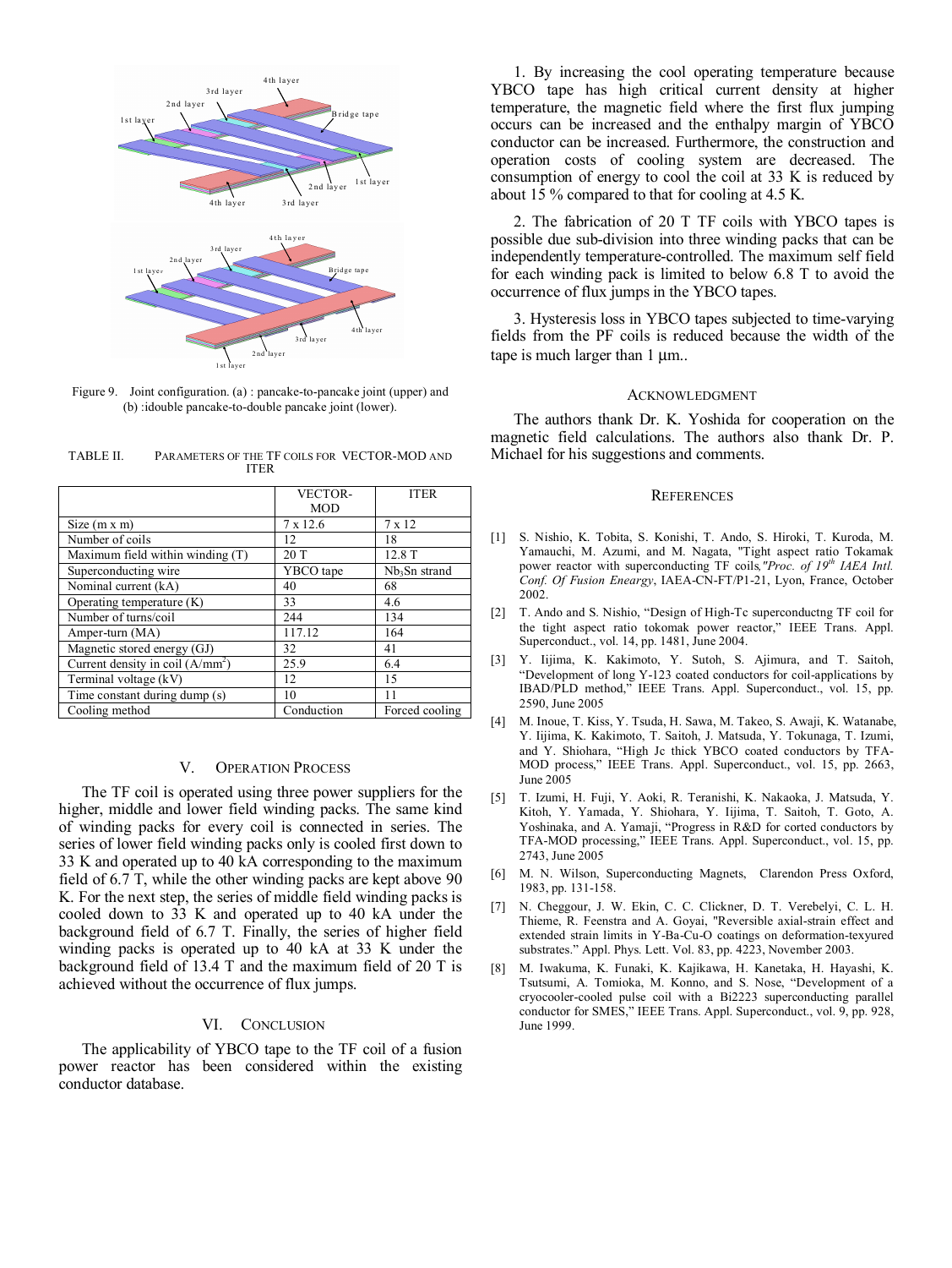4th layer

3rd layer

2nd layer

1st layer

Bridge tape

2nd layer

1st layer

4th layer

3rd layer

4th layer

3rd layer

2nd layer

1st layer

Bridge tape

4th layer

3rd layer

2nd layer

1st layer

Figure 9. Joint configuration. (a) : pancake-to-pancake joint (upper) and (b) :idouble pancake-to-double pancake joint (lower).

TABLE II. PARAMETERS OF THE TF COILS FOR VECTOR-MOD AND ITER

| | VECTOR-MOD | ITER |
|---|---|---|
| Size (m x m) | 7 x 12.6 | 7 x 12 |
| Number of coils | 12 | 18 |
| Maximum field within winding (T) | 20 T | 12.8 T |
| Superconducting wire | YBCO tape | $Nb_3Sn$ strand |
| Nominal current (kA) | 40 | 68 |
| Operating temperature (K) | 33 | 4.6 |
| Number of turns/coil | 244 | 134 |
| Amper-turn (MA) | 117.12 | 164 |
| Magnetic stored energy (GJ) | 32 | 41 |
| Current density in coil ($A/mm^2$) | 25.9 | 6.4 |
| Terminal voltage (kV) | 12 | 15 |
| Time constant during dump (s) | 10 | 11 |
| Cooling method | Conduction | Forced cooling |

## V. Operation Process

The TF coil is operated using three power suppliers for the higher, middle and lower field winding packs. The same kind of winding packs for every coil is connected in series. The series of lower field winding packs only is cooled first down to 33 K and operated up to 40 kA corresponding to the maximum field of 6.7 T, while the other winding packs are kept above 90 K. For the next step, the series of middle field winding packs is cooled down to 33 K and operated up to 40 kA under the background field of 6.7 T. Finally, the series of higher field winding packs is operated up to 40 kA at 33 K under the background field of 13.4 T and the maximum field of 20 T is achieved without the occurrence of flux jumps.

## VI. Conclusion

The applicability of YBCO tape to the TF coil of a fusion power reactor has been considered within the existing conductor database.

1. By increasing the cool operating temperature because YBCO tape has high critical current density at higher temperature, the magnetic field where the first flux jumping occurs can be increased and the enthalpy margin of YBCO conductor can be increased. Furthermore, the construction and operation costs of cooling system are decreased. The consumption of energy to cool the coil at 33 K is reduced by about 15 % compared to that for cooling at 4.5 K.

2. The fabrication of 20 T TF coils with YBCO tapes is possible due sub-division into three winding packs that can be independently temperature-controlled. The maximum self field for each winding pack is limited to below 6.8 T to avoid the occurrence of flux jumps in the YBCO tapes.

3. Hysteresis loss in YBCO tapes subjected to time-varying fields from the PF coils is reduced because the width of the tape is much larger than 1 μm..

## Acknowledgment

The authors thank Dr. K. Yoshida for cooperation on the magnetic field calculations. The authors also thank Dr. P. Michael for his suggestions and comments.

## References

[1] S. Nishio, K. Tobita, S. Konishi, T. Ando, S. Hiroki, T. Kuroda, M. Yamauchi, M. Azumi, and M. Nagata, "Tight aspect ratio Tokamak power reactor with superconducting TF coils,"*Proc. of 19th IAEA Intl. Conf. Of Fusion Eneargy*, IAEA-CN-FT/P1-21, Lyon, France, October 2002.

[2] T. Ando and S. Nishio, "Design of High-Tc superconductng TF coil for the tight aspect ratio tokomak power reactor," IEEE Trans. Appl. Superconduct., vol. 14, pp. 1481, June 2004.

[3] Y. Iijima, K. Kakimoto, Y. Sutoh, S. Ajimura, and T. Saitoh, "Development of long Y-123 coated conductors for coil-applications by IBAD/PLD method," IEEE Trans. Appl. Superconduct., vol. 15, pp. 2590, June 2005

[4] M. Inoue, T. Kiss, Y. Tsuda, H. Sawa, M. Takeo, S. Awaji, K. Watanabe, Y. Iijima, K. Kakimoto, T. Saitoh, J. Matsuda, Y. Tokunaga, T. Izumi, and Y. Shiohara, "High Jc thick YBCO coated conductors by TFA-MOD process," IEEE Trans. Appl. Superconduct., vol. 15, pp. 2663, June 2005

[5] T. Izumi, H. Fuji, Y. Aoki, R. Teranishi, K. Nakaoka, J. Matsuda, Y. Kitoh, Y. Yamada, Y. Shiohara, Y. Iijima, T. Saitoh, T. Goto, A. Yoshinaka, and A. Yamaji, "Progress in R&D for corted conductors by TFA-MOD processing," IEEE Trans. Appl. Superconduct., vol. 15, pp. 2743, June 2005

[6] M. N. Wilson, Superconducting Magnets, Clarendon Press Oxford, 1983, pp. 131-158.

[7] N. Cheggour, J. W. Ekin, C. C. Clickner, D. T. Verebelyi, C. L. H. Thieme, R. Feenstra and A. Goyai, "Reversible axial-strain effect and extended strain limits in Y-Ba-Cu-O coatings on deformation-texyured substrates." Appl. Phys. Lett. Vol. 83, pp. 4223, November 2003.

[8] M. Iwakuma, K. Funaki, K. Kajikawa, H. Kanetaka, H. Hayashi, K. Tsutsumi, A. Tomioka, M. Konno, and S. Nose, "Development of a cryocooler-cooled pulse coil with a Bi2223 superconducting parallel conductor for SMES," IEEE Trans. Appl. Superconduct., vol. 9, pp. 928, June 1999.